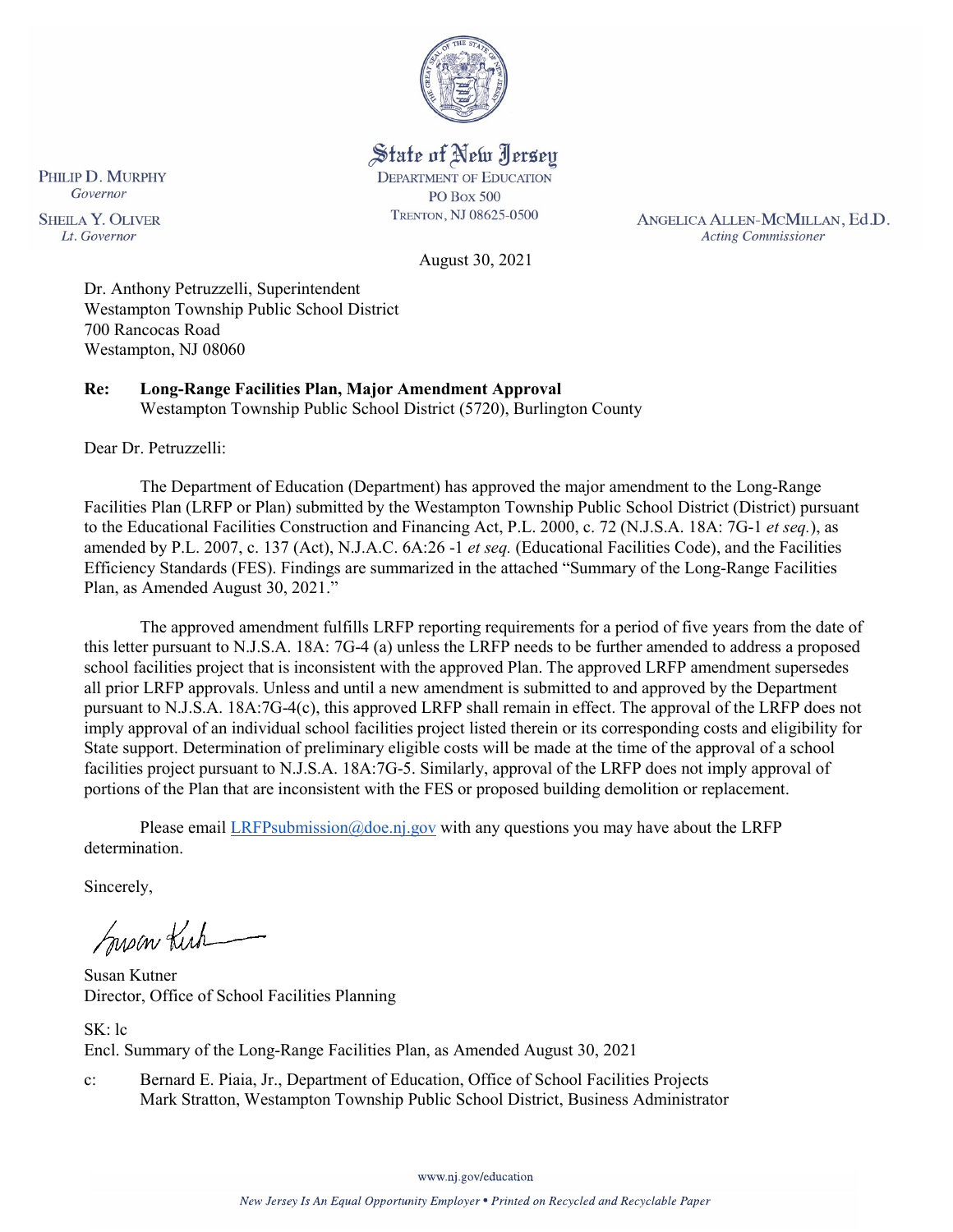State of New Jersey
DEPARTMENT OF EDUCATION
PO Box 500
TRENTON, NJ 08625-0500

PHILIP D. MURPHY
*Governor*

SHEILA Y. OLIVER
*Lt. Governor*

ANGELICA ALLEN-MCMILLAN, Ed.D.
*Acting Commissioner*

August 30, 2021

Dr. Anthony Petruzzelli, Superintendent
Westampton Township Public School District
700 Rancocas Road
Westampton, NJ 08060

**Re: Long-Range Facilities Plan, Major Amendment Approval**
Westampton Township Public School District (5720), Burlington County

Dear Dr. Petruzzelli:

The Department of Education (Department) has approved the major amendment to the Long-Range Facilities Plan (LRFP or Plan) submitted by the Westampton Township Public School District (District) pursuant to the Educational Facilities Construction and Financing Act, P.L. 2000, c. 72 (N.J.S.A. 18A: 7G-1 *et seq.*), as amended by P.L. 2007, c. 137 (Act), N.J.A.C. 6A:26 -1 *et seq.* (Educational Facilities Code), and the Facilities Efficiency Standards (FES). Findings are summarized in the attached "Summary of the Long-Range Facilities Plan, as Amended August 30, 2021."

The approved amendment fulfills LRFP reporting requirements for a period of five years from the date of this letter pursuant to N.J.S.A. 18A: 7G-4 (a) unless the LRFP needs to be further amended to address a proposed school facilities project that is inconsistent with the approved Plan. The approved LRFP amendment supersedes all prior LRFP approvals. Unless and until a new amendment is submitted to and approved by the Department pursuant to N.J.S.A. 18A:7G-4(c), this approved LRFP shall remain in effect. The approval of the LRFP does not imply approval of an individual school facilities project listed therein or its corresponding costs and eligibility for State support. Determination of preliminary eligible costs will be made at the time of the approval of a school facilities project pursuant to N.J.S.A. 18A:7G-5. Similarly, approval of the LRFP does not imply approval of portions of the Plan that are inconsistent with the FES or proposed building demolition or replacement.

Please email LRFPsubmission@doe.nj.gov with any questions you may have about the LRFP determination.

Sincerely,

Susan Kutner
Director, Office of School Facilities Planning

SK: lc
Encl. Summary of the Long-Range Facilities Plan, as Amended August 30, 2021

c: Bernard E. Piaia, Jr., Department of Education, Office of School Facilities Projects
Mark Stratton, Westampton Township Public School District, Business Administrator

www.nj.gov/education

*New Jersey Is An Equal Opportunity Employer • Printed on Recycled and Recyclable Paper*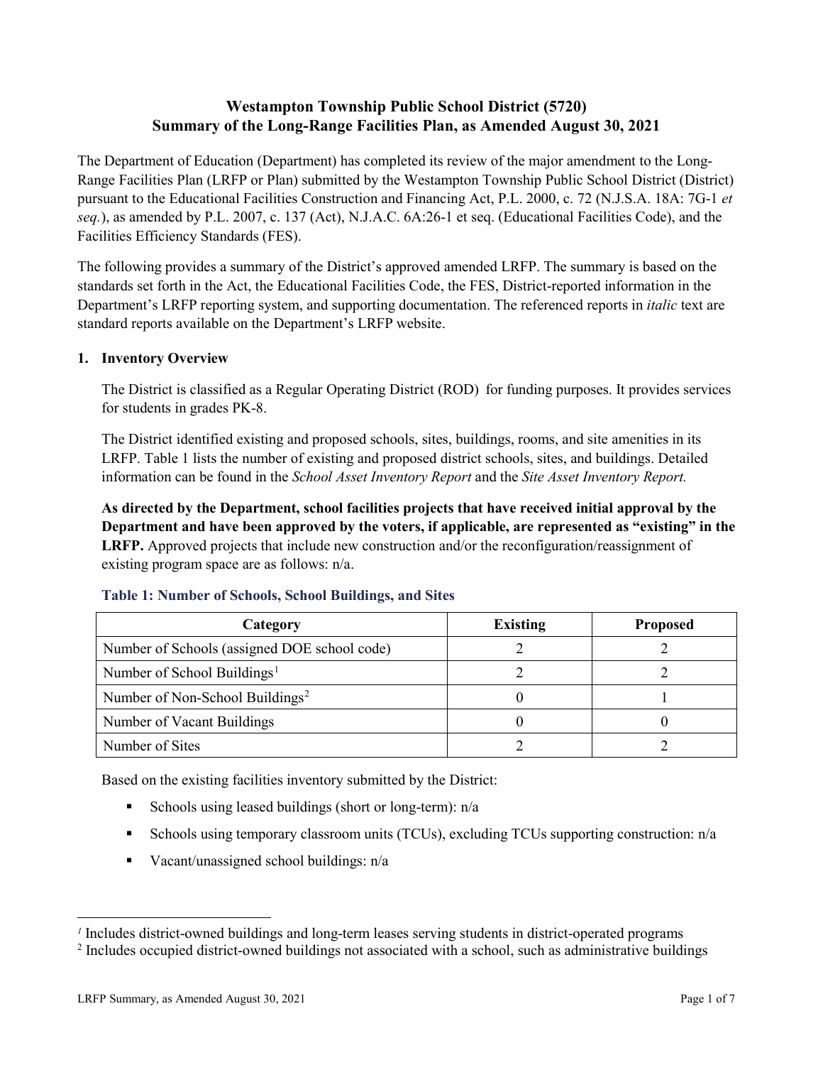# Westampton Township Public School District (5720)
# Summary of the Long-Range Facilities Plan, as Amended August 30, 2021

The Department of Education (Department) has completed its review of the major amendment to the Long-Range Facilities Plan (LRFP or Plan) submitted by the Westampton Township Public School District (District) pursuant to the Educational Facilities Construction and Financing Act, P.L. 2000, c. 72 (N.J.S.A. 18A: 7G-1 *et seq.*), as amended by P.L. 2007, c. 137 (Act), N.J.A.C. 6A:26-1 et seq. (Educational Facilities Code), and the Facilities Efficiency Standards (FES).

The following provides a summary of the District's approved amended LRFP. The summary is based on the standards set forth in the Act, the Educational Facilities Code, the FES, District-reported information in the Department's LRFP reporting system, and supporting documentation. The referenced reports in *italic* text are standard reports available on the Department's LRFP website.

## 1. Inventory Overview

The District is classified as a Regular Operating District (ROD) for funding purposes. It provides services for students in grades PK-8.

The District identified existing and proposed schools, sites, buildings, rooms, and site amenities in its LRFP. Table 1 lists the number of existing and proposed district schools, sites, and buildings. Detailed information can be found in the *School Asset Inventory Report* and the *Site Asset Inventory Report.*

**As directed by the Department, school facilities projects that have received initial approval by the Department and have been approved by the voters, if applicable, are represented as "existing" in the LRFP.** Approved projects that include new construction and/or the reconfiguration/reassignment of existing program space are as follows: n/a.

### Table 1: Number of Schools, School Buildings, and Sites

| Category | Existing | Proposed |
|---|---|---|
| Number of Schools (assigned DOE school code) | 2 | 2 |
| Number of School Buildings[1] | 2 | 2 |
| Number of Non-School Buildings[2] | 0 | 1 |
| Number of Vacant Buildings | 0 | 0 |
| Number of Sites | 2 | 2 |

Based on the existing facilities inventory submitted by the District:

- Schools using leased buildings (short or long-term): n/a
- Schools using temporary classroom units (TCUs), excluding TCUs supporting construction: n/a
- Vacant/unassigned school buildings: n/a

[1] Includes district-owned buildings and long-term leases serving students in district-operated programs

[2] Includes occupied district-owned buildings not associated with a school, such as administrative buildings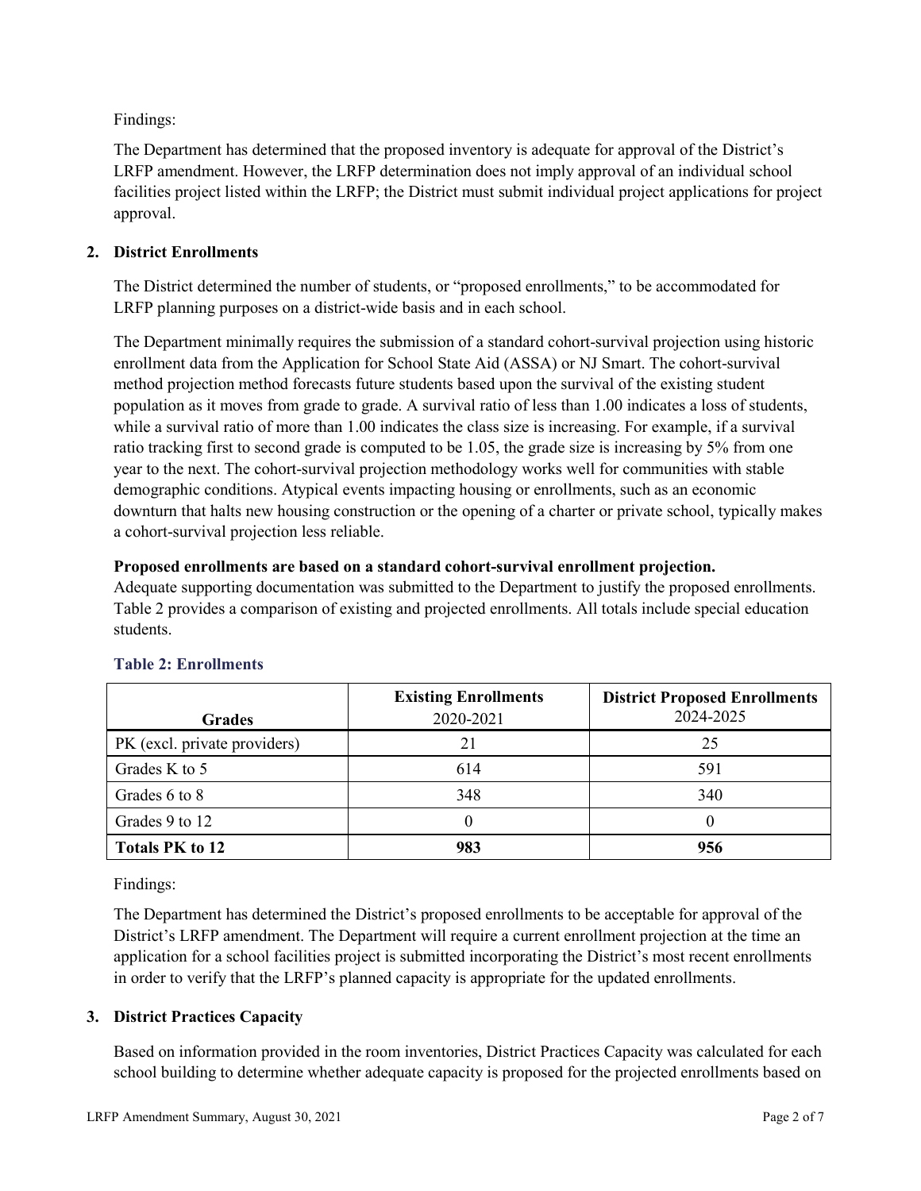Findings:

The Department has determined that the proposed inventory is adequate for approval of the District's LRFP amendment. However, the LRFP determination does not imply approval of an individual school facilities project listed within the LRFP; the District must submit individual project applications for project approval.

## 2. District Enrollments

The District determined the number of students, or "proposed enrollments," to be accommodated for LRFP planning purposes on a district-wide basis and in each school.

The Department minimally requires the submission of a standard cohort-survival projection using historic enrollment data from the Application for School State Aid (ASSA) or NJ Smart. The cohort-survival method projection method forecasts future students based upon the survival of the existing student population as it moves from grade to grade. A survival ratio of less than 1.00 indicates a loss of students, while a survival ratio of more than 1.00 indicates the class size is increasing. For example, if a survival ratio tracking first to second grade is computed to be 1.05, the grade size is increasing by 5% from one year to the next. The cohort-survival projection methodology works well for communities with stable demographic conditions. Atypical events impacting housing or enrollments, such as an economic downturn that halts new housing construction or the opening of a charter or private school, typically makes a cohort-survival projection less reliable.

**Proposed enrollments are based on a standard cohort-survival enrollment projection.**
Adequate supporting documentation was submitted to the Department to justify the proposed enrollments. Table 2 provides a comparison of existing and projected enrollments. All totals include special education students.

### Table 2: Enrollments

| Grades | Existing Enrollments 2020-2021 | District Proposed Enrollments 2024-2025 |
|---|---|---|
| PK (excl. private providers) | 21 | 25 |
| Grades K to 5 | 614 | 591 |
| Grades 6 to 8 | 348 | 340 |
| Grades 9 to 12 | 0 | 0 |
| **Totals PK to 12** | **983** | **956** |

Findings:

The Department has determined the District's proposed enrollments to be acceptable for approval of the District's LRFP amendment. The Department will require a current enrollment projection at the time an application for a school facilities project is submitted incorporating the District's most recent enrollments in order to verify that the LRFP's planned capacity is appropriate for the updated enrollments.

## 3. District Practices Capacity

Based on information provided in the room inventories, District Practices Capacity was calculated for each school building to determine whether adequate capacity is proposed for the projected enrollments based on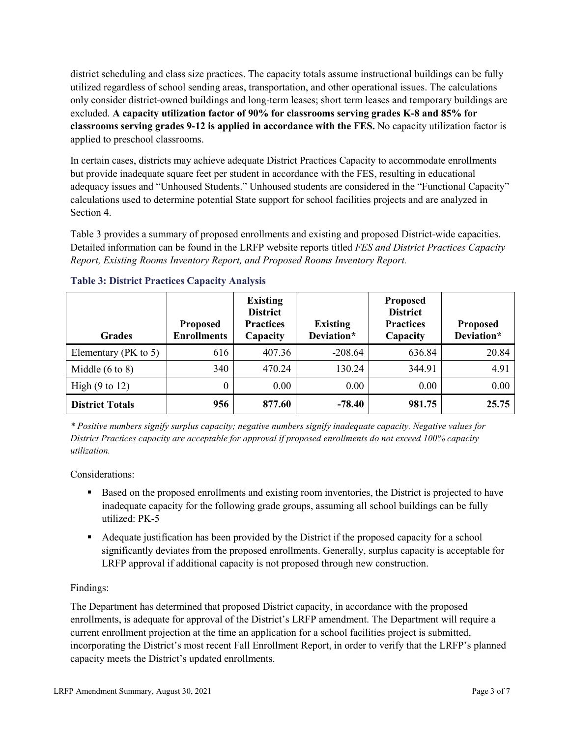district scheduling and class size practices. The capacity totals assume instructional buildings can be fully utilized regardless of school sending areas, transportation, and other operational issues. The calculations only consider district-owned buildings and long-term leases; short term leases and temporary buildings are excluded. **A capacity utilization factor of 90% for classrooms serving grades K-8 and 85% for classrooms serving grades 9-12 is applied in accordance with the FES.** No capacity utilization factor is applied to preschool classrooms.

In certain cases, districts may achieve adequate District Practices Capacity to accommodate enrollments but provide inadequate square feet per student in accordance with the FES, resulting in educational adequacy issues and "Unhoused Students." Unhoused students are considered in the "Functional Capacity" calculations used to determine potential State support for school facilities projects and are analyzed in Section 4.

Table 3 provides a summary of proposed enrollments and existing and proposed District-wide capacities. Detailed information can be found in the LRFP website reports titled *FES and District Practices Capacity Report, Existing Rooms Inventory Report, and Proposed Rooms Inventory Report.*

### Table 3: District Practices Capacity Analysis

| Grades | Proposed Enrollments | Existing District Practices Capacity | Existing Deviation* | Proposed District Practices Capacity | Proposed Deviation* |
|---|---|---|---|---|---|
| Elementary (PK to 5) | 616 | 407.36 | -208.64 | 636.84 | 20.84 |
| Middle (6 to 8) | 340 | 470.24 | 130.24 | 344.91 | 4.91 |
| High (9 to 12) | 0 | 0.00 | 0.00 | 0.00 | 0.00 |
| **District Totals** | **956** | **877.60** | **-78.40** | **981.75** | **25.75** |

*\* Positive numbers signify surplus capacity; negative numbers signify inadequate capacity. Negative values for District Practices capacity are acceptable for approval if proposed enrollments do not exceed 100% capacity utilization.*

Considerations:

- Based on the proposed enrollments and existing room inventories, the District is projected to have inadequate capacity for the following grade groups, assuming all school buildings can be fully utilized: PK-5
- Adequate justification has been provided by the District if the proposed capacity for a school significantly deviates from the proposed enrollments. Generally, surplus capacity is acceptable for LRFP approval if additional capacity is not proposed through new construction.

Findings:

The Department has determined that proposed District capacity, in accordance with the proposed enrollments, is adequate for approval of the District's LRFP amendment. The Department will require a current enrollment projection at the time an application for a school facilities project is submitted, incorporating the District's most recent Fall Enrollment Report, in order to verify that the LRFP's planned capacity meets the District's updated enrollments.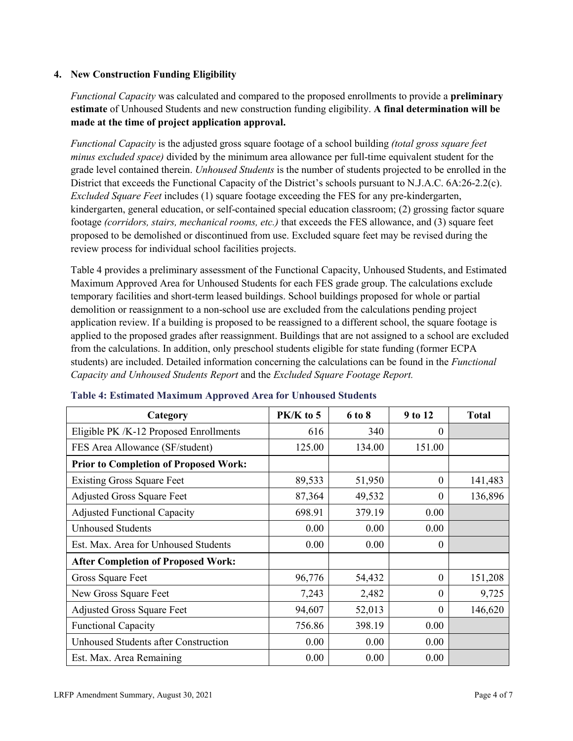## 4. New Construction Funding Eligibility

*Functional Capacity* was calculated and compared to the proposed enrollments to provide a **preliminary estimate** of Unhoused Students and new construction funding eligibility. **A final determination will be made at the time of project application approval.**

*Functional Capacity* is the adjusted gross square footage of a school building *(total gross square feet minus excluded space)* divided by the minimum area allowance per full-time equivalent student for the grade level contained therein. *Unhoused Students* is the number of students projected to be enrolled in the District that exceeds the Functional Capacity of the District's schools pursuant to N.J.A.C. 6A:26-2.2(c). *Excluded Square Feet* includes (1) square footage exceeding the FES for any pre-kindergarten, kindergarten, general education, or self-contained special education classroom; (2) grossing factor square footage *(corridors, stairs, mechanical rooms, etc.)* that exceeds the FES allowance, and (3) square feet proposed to be demolished or discontinued from use. Excluded square feet may be revised during the review process for individual school facilities projects.

Table 4 provides a preliminary assessment of the Functional Capacity, Unhoused Students, and Estimated Maximum Approved Area for Unhoused Students for each FES grade group. The calculations exclude temporary facilities and short-term leased buildings. School buildings proposed for whole or partial demolition or reassignment to a non-school use are excluded from the calculations pending project application review. If a building is proposed to be reassigned to a different school, the square footage is applied to the proposed grades after reassignment. Buildings that are not assigned to a school are excluded from the calculations. In addition, only preschool students eligible for state funding (former ECPA students) are included. Detailed information concerning the calculations can be found in the *Functional Capacity and Unhoused Students Report* and the *Excluded Square Footage Report.*

**Table 4: Estimated Maximum Approved Area for Unhoused Students**

| Category | PK/K to 5 | 6 to 8 | 9 to 12 | Total |
|---|---|---|---|---|
| Eligible PK /K-12 Proposed Enrollments | 616 | 340 | 0 | |
| FES Area Allowance (SF/student) | 125.00 | 134.00 | 151.00 | |
| **Prior to Completion of Proposed Work:** | | | | |
| Existing Gross Square Feet | 89,533 | 51,950 | 0 | 141,483 |
| Adjusted Gross Square Feet | 87,364 | 49,532 | 0 | 136,896 |
| Adjusted Functional Capacity | 698.91 | 379.19 | 0.00 | |
| Unhoused Students | 0.00 | 0.00 | 0.00 | |
| Est. Max. Area for Unhoused Students | 0.00 | 0.00 | 0 | |
| **After Completion of Proposed Work:** | | | | |
| Gross Square Feet | 96,776 | 54,432 | 0 | 151,208 |
| New Gross Square Feet | 7,243 | 2,482 | 0 | 9,725 |
| Adjusted Gross Square Feet | 94,607 | 52,013 | 0 | 146,620 |
| Functional Capacity | 756.86 | 398.19 | 0.00 | |
| Unhoused Students after Construction | 0.00 | 0.00 | 0.00 | |
| Est. Max. Area Remaining | 0.00 | 0.00 | 0.00 | |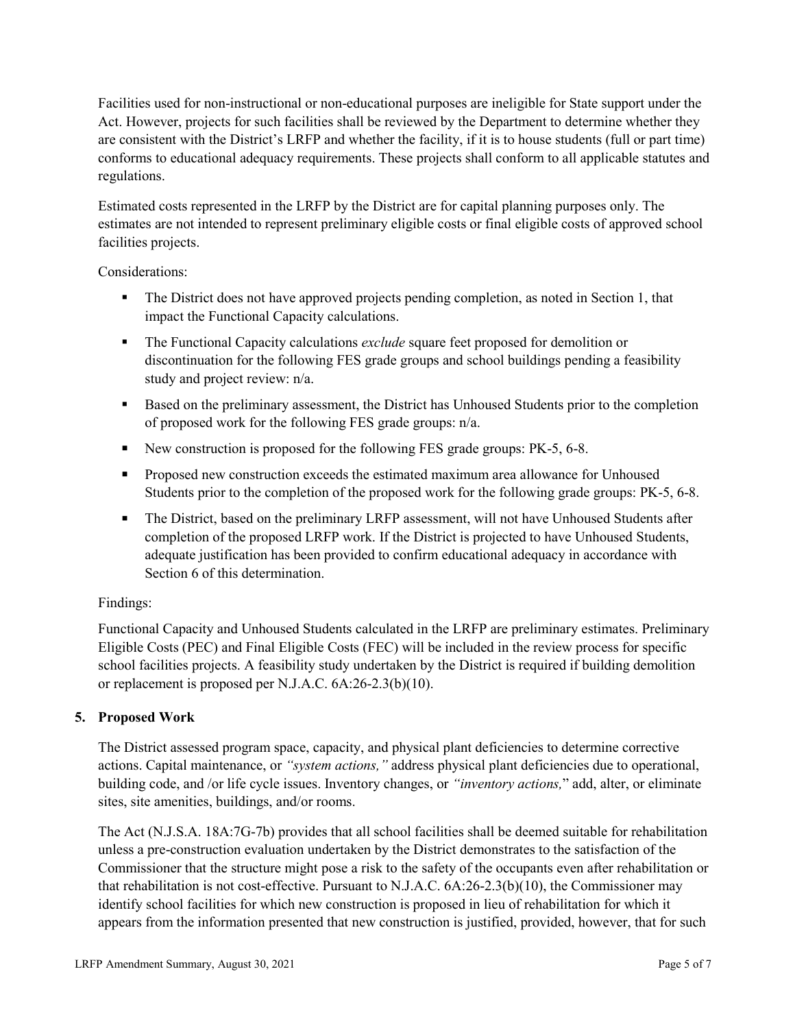Facilities used for non-instructional or non-educational purposes are ineligible for State support under the Act. However, projects for such facilities shall be reviewed by the Department to determine whether they are consistent with the District's LRFP and whether the facility, if it is to house students (full or part time) conforms to educational adequacy requirements. These projects shall conform to all applicable statutes and regulations.

Estimated costs represented in the LRFP by the District are for capital planning purposes only. The estimates are not intended to represent preliminary eligible costs or final eligible costs of approved school facilities projects.

Considerations:

- The District does not have approved projects pending completion, as noted in Section 1, that impact the Functional Capacity calculations.
- The Functional Capacity calculations *exclude* square feet proposed for demolition or discontinuation for the following FES grade groups and school buildings pending a feasibility study and project review: n/a.
- Based on the preliminary assessment, the District has Unhoused Students prior to the completion of proposed work for the following FES grade groups: n/a.
- New construction is proposed for the following FES grade groups: PK-5, 6-8.
- Proposed new construction exceeds the estimated maximum area allowance for Unhoused Students prior to the completion of the proposed work for the following grade groups: PK-5, 6-8.
- The District, based on the preliminary LRFP assessment, will not have Unhoused Students after completion of the proposed LRFP work. If the District is projected to have Unhoused Students, adequate justification has been provided to confirm educational adequacy in accordance with Section 6 of this determination.

Findings:

Functional Capacity and Unhoused Students calculated in the LRFP are preliminary estimates. Preliminary Eligible Costs (PEC) and Final Eligible Costs (FEC) will be included in the review process for specific school facilities projects. A feasibility study undertaken by the District is required if building demolition or replacement is proposed per N.J.A.C. 6A:26-2.3(b)(10).

## 5. Proposed Work

The District assessed program space, capacity, and physical plant deficiencies to determine corrective actions. Capital maintenance, or *"system actions,"* address physical plant deficiencies due to operational, building code, and /or life cycle issues. Inventory changes, or *"inventory actions,"* add, alter, or eliminate sites, site amenities, buildings, and/or rooms.

The Act (N.J.S.A. 18A:7G-7b) provides that all school facilities shall be deemed suitable for rehabilitation unless a pre-construction evaluation undertaken by the District demonstrates to the satisfaction of the Commissioner that the structure might pose a risk to the safety of the occupants even after rehabilitation or that rehabilitation is not cost-effective. Pursuant to N.J.A.C. 6A:26-2.3(b)(10), the Commissioner may identify school facilities for which new construction is proposed in lieu of rehabilitation for which it appears from the information presented that new construction is justified, provided, however, that for such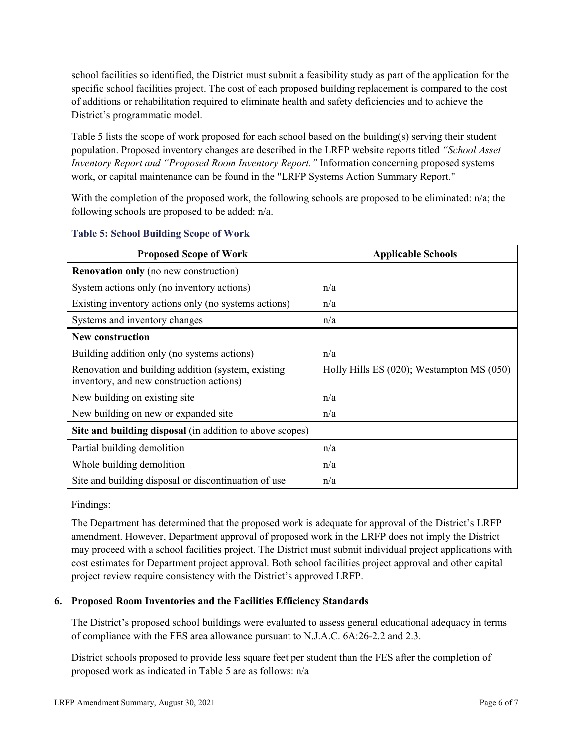school facilities so identified, the District must submit a feasibility study as part of the application for the specific school facilities project. The cost of each proposed building replacement is compared to the cost of additions or rehabilitation required to eliminate health and safety deficiencies and to achieve the District's programmatic model.

Table 5 lists the scope of work proposed for each school based on the building(s) serving their student population. Proposed inventory changes are described in the LRFP website reports titled *"School Asset Inventory Report and "Proposed Room Inventory Report."* Information concerning proposed systems work, or capital maintenance can be found in the "LRFP Systems Action Summary Report."

With the completion of the proposed work, the following schools are proposed to be eliminated: n/a; the following schools are proposed to be added: n/a.

**Table 5: School Building Scope of Work**

| Proposed Scope of Work | Applicable Schools |
|---|---|
| **Renovation only** (no new construction) | |
| System actions only (no inventory actions) | n/a |
| Existing inventory actions only (no systems actions) | n/a |
| Systems and inventory changes | n/a |
| **New construction** | |
| Building addition only (no systems actions) | n/a |
| Renovation and building addition (system, existing inventory, and new construction actions) | Holly Hills ES (020); Westampton MS (050) |
| New building on existing site | n/a |
| New building on new or expanded site | n/a |
| **Site and building disposal** (in addition to above scopes) | |
| Partial building demolition | n/a |
| Whole building demolition | n/a |
| Site and building disposal or discontinuation of use | n/a |

Findings:

The Department has determined that the proposed work is adequate for approval of the District's LRFP amendment. However, Department approval of proposed work in the LRFP does not imply the District may proceed with a school facilities project. The District must submit individual project applications with cost estimates for Department project approval. Both school facilities project approval and other capital project review require consistency with the District's approved LRFP.

### 6. Proposed Room Inventories and the Facilities Efficiency Standards

The District's proposed school buildings were evaluated to assess general educational adequacy in terms of compliance with the FES area allowance pursuant to N.J.A.C. 6A:26-2.2 and 2.3.

District schools proposed to provide less square feet per student than the FES after the completion of proposed work as indicated in Table 5 are as follows: n/a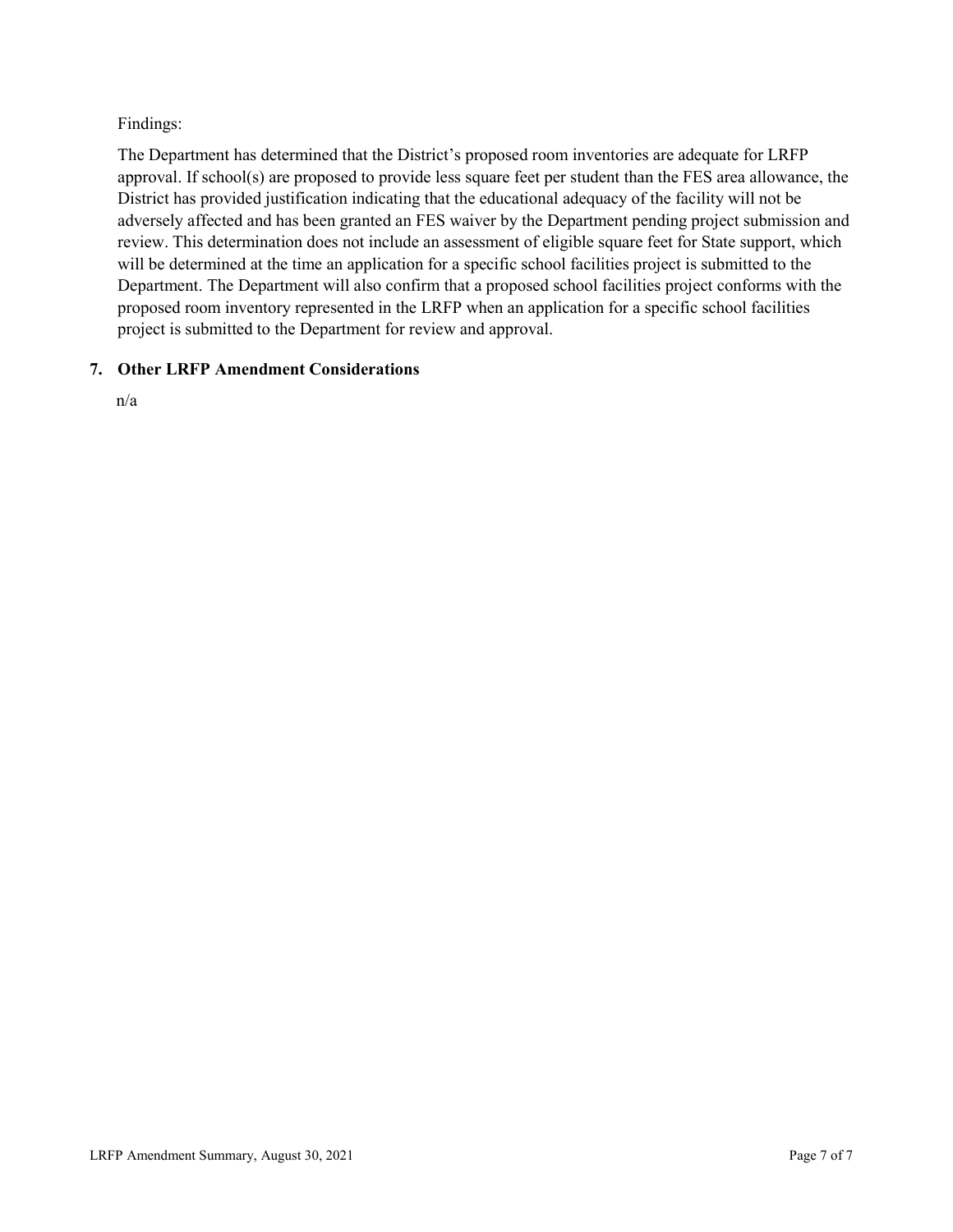Findings:

The Department has determined that the District's proposed room inventories are adequate for LRFP approval. If school(s) are proposed to provide less square feet per student than the FES area allowance, the District has provided justification indicating that the educational adequacy of the facility will not be adversely affected and has been granted an FES waiver by the Department pending project submission and review. This determination does not include an assessment of eligible square feet for State support, which will be determined at the time an application for a specific school facilities project is submitted to the Department. The Department will also confirm that a proposed school facilities project conforms with the proposed room inventory represented in the LRFP when an application for a specific school facilities project is submitted to the Department for review and approval.

## 7. Other LRFP Amendment Considerations

n/a